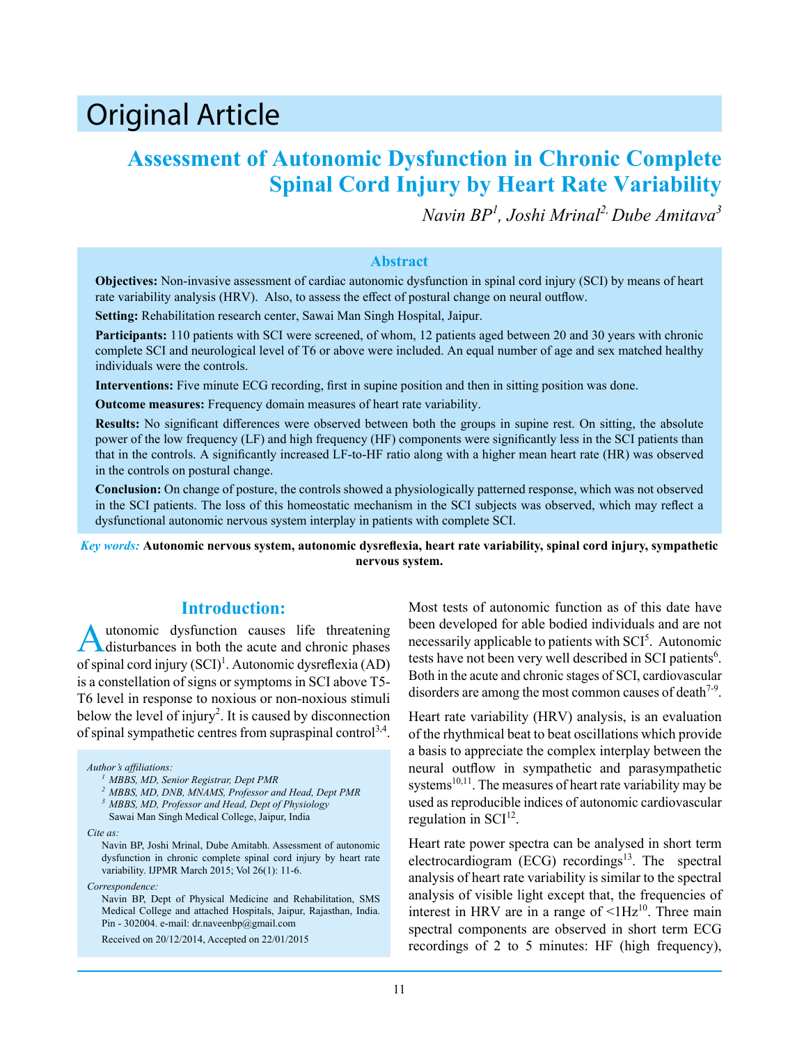# Original Article

## Assessment of Autonomic Dysfunction in Chronic Complete Spinal Cord Injury by Heart Rate Variability

*Navin BP[1], Joshi Mrinal[2], Dube Amitava[3]*

### Abstract

**Objectives:** Non-invasive assessment of cardiac autonomic dysfunction in spinal cord injury (SCI) by means of heart rate variability analysis (HRV). Also, to assess the effect of postural change on neural outflow.

**Setting:** Rehabilitation research center, Sawai Man Singh Hospital, Jaipur.

**Participants:** 110 patients with SCI were screened, of whom, 12 patients aged between 20 and 30 years with chronic complete SCI and neurological level of T6 or above were included. An equal number of age and sex matched healthy individuals were the controls.

**Interventions:** Five minute ECG recording, first in supine position and then in sitting position was done.

**Outcome measures:** Frequency domain measures of heart rate variability.

**Results:** No significant differences were observed between both the groups in supine rest. On sitting, the absolute power of the low frequency (LF) and high frequency (HF) components were significantly less in the SCI patients than that in the controls. A significantly increased LF-to-HF ratio along with a higher mean heart rate (HR) was observed in the controls on postural change.

**Conclusion:** On change of posture, the controls showed a physiologically patterned response, which was not observed in the SCI patients. The loss of this homeostatic mechanism in the SCI subjects was observed, which may reflect a dysfunctional autonomic nervous system interplay in patients with complete SCI.

***Key words:*** **Autonomic nervous system, autonomic dysreflexia, heart rate variability, spinal cord injury, sympathetic nervous system.**

## Introduction:

Autonomic dysfunction causes life threatening disturbances in both the acute and chronic phases of spinal cord injury (SCI)[1]. Autonomic dysreflexia (AD) is a constellation of signs or symptoms in SCI above T5-T6 level in response to noxious or non-noxious stimuli below the level of injury[2]. It is caused by disconnection of spinal sympathetic centres from supraspinal control[3,4].

*Author's affiliations:*
[1] MBBS, MD, Senior Registrar, Dept PMR
[2] MBBS, MD, DNB, MNAMS, Professor and Head, Dept PMR
[3] MBBS, MD, Professor and Head, Dept of Physiology
Sawai Man Singh Medical College, Jaipur, India

*Cite as:*
Navin BP, Joshi Mrinal, Dube Amitabh. Assessment of autonomic dysfunction in chronic complete spinal cord injury by heart rate variability. IJPMR March 2015; Vol 26(1): 11-6.

*Correspondence:*
Navin BP, Dept of Physical Medicine and Rehabilitation, SMS Medical College and attached Hospitals, Jaipur, Rajasthan, India. Pin - 302004. e-mail: dr.naveenbp@gmail.com

Received on 20/12/2014, Accepted on 22/01/2015

Most tests of autonomic function as of this date have been developed for able bodied individuals and are not necessarily applicable to patients with SCI[5]. Autonomic tests have not been very well described in SCI patients[6]. Both in the acute and chronic stages of SCI, cardiovascular disorders are among the most common causes of death[7-9].

Heart rate variability (HRV) analysis, is an evaluation of the rhythmical beat to beat oscillations which provide a basis to appreciate the complex interplay between the neural outflow in sympathetic and parasympathetic systems[10,11]. The measures of heart rate variability may be used as reproducible indices of autonomic cardiovascular regulation in SCI[12].

Heart rate power spectra can be analysed in short term electrocardiogram (ECG) recordings[13]. The spectral analysis of heart rate variability is similar to the spectral analysis of visible light except that, the frequencies of interest in HRV are in a range of <1Hz[10]. Three main spectral components are observed in short term ECG recordings of 2 to 5 minutes: HF (high frequency),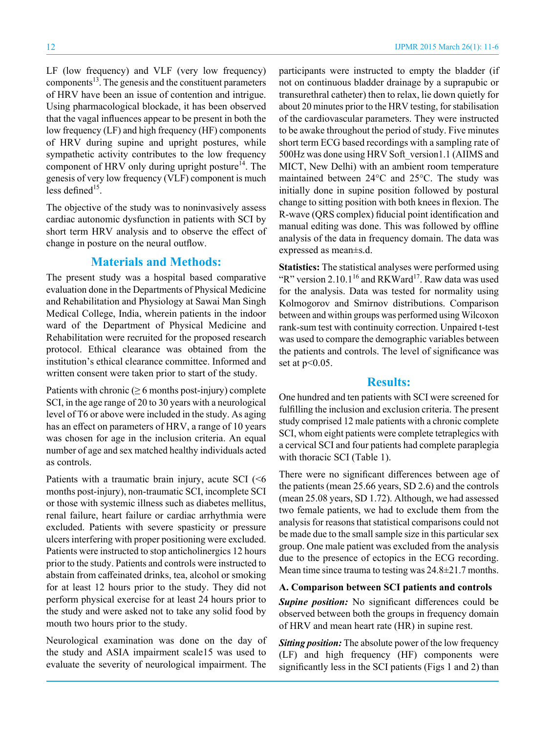LF (low frequency) and VLF (very low frequency) components[13]. The genesis and the constituent parameters of HRV have been an issue of contention and intrigue. Using pharmacological blockade, it has been observed that the vagal influences appear to be present in both the low frequency (LF) and high frequency (HF) components of HRV during supine and upright postures, while sympathetic activity contributes to the low frequency component of HRV only during upright posture[14]. The genesis of very low frequency (VLF) component is much less defined[15].

The objective of the study was to noninvasively assess cardiac autonomic dysfunction in patients with SCI by short term HRV analysis and to observe the effect of change in posture on the neural outflow.

## Materials and Methods:

The present study was a hospital based comparative evaluation done in the Departments of Physical Medicine and Rehabilitation and Physiology at Sawai Man Singh Medical College, India, wherein patients in the indoor ward of the Department of Physical Medicine and Rehabilitation were recruited for the proposed research protocol. Ethical clearance was obtained from the institution's ethical clearance committee. Informed and written consent were taken prior to start of the study.

Patients with chronic (≥ 6 months post-injury) complete SCI, in the age range of 20 to 30 years with a neurological level of T6 or above were included in the study. As aging has an effect on parameters of HRV, a range of 10 years was chosen for age in the inclusion criteria. An equal number of age and sex matched healthy individuals acted as controls.

Patients with a traumatic brain injury, acute SCI (<6 months post-injury), non-traumatic SCI, incomplete SCI or those with systemic illness such as diabetes mellitus, renal failure, heart failure or cardiac arrhythmia were excluded. Patients with severe spasticity or pressure ulcers interfering with proper positioning were excluded. Patients were instructed to stop anticholinergics 12 hours prior to the study. Patients and controls were instructed to abstain from caffeinated drinks, tea, alcohol or smoking for at least 12 hours prior to the study. They did not perform physical exercise for at least 24 hours prior to the study and were asked not to take any solid food by mouth two hours prior to the study.

Neurological examination was done on the day of the study and ASIA impairment scale15 was used to evaluate the severity of neurological impairment. The participants were instructed to empty the bladder (if not on continuous bladder drainage by a suprapubic or transurethral catheter) then to relax, lie down quietly for about 20 minutes prior to the HRV testing, for stabilisation of the cardiovascular parameters. They were instructed to be awake throughout the period of study. Five minutes short term ECG based recordings with a sampling rate of 500Hz was done using HRV Soft_version1.1 (AIIMS and MICT, New Delhi) with an ambient room temperature maintained between 24°C and 25°C. The study was initially done in supine position followed by postural change to sitting position with both knees in flexion. The R-wave (QRS complex) fiducial point identification and manual editing was done. This was followed by offline analysis of the data in frequency domain. The data was expressed as mean±s.d.

**Statistics:** The statistical analyses were performed using "R" version 2.10.1[16] and RKWard[17]. Raw data was used for the analysis. Data was tested for normality using Kolmogorov and Smirnov distributions. Comparison between and within groups was performed using Wilcoxon rank-sum test with continuity correction. Unpaired t-test was used to compare the demographic variables between the patients and controls. The level of significance was set at $p<0.05$.

## Results:

One hundred and ten patients with SCI were screened for fulfilling the inclusion and exclusion criteria. The present study comprised 12 male patients with a chronic complete SCI, whom eight patients were complete tetraplegics with a cervical SCI and four patients had complete paraplegia with thoracic SCI (Table 1).

There were no significant differences between age of the patients (mean 25.66 years, SD 2.6) and the controls (mean 25.08 years, SD 1.72). Although, we had assessed two female patients, we had to exclude them from the analysis for reasons that statistical comparisons could not be made due to the small sample size in this particular sex group. One male patient was excluded from the analysis due to the presence of ectopics in the ECG recording. Mean time since trauma to testing was 24.8±21.7 months.

### A. Comparison between SCI patients and controls

***Supine position:*** No significant differences could be observed between both the groups in frequency domain of HRV and mean heart rate (HR) in supine rest.

***Sitting position:*** The absolute power of the low frequency (LF) and high frequency (HF) components were significantly less in the SCI patients (Figs 1 and 2) than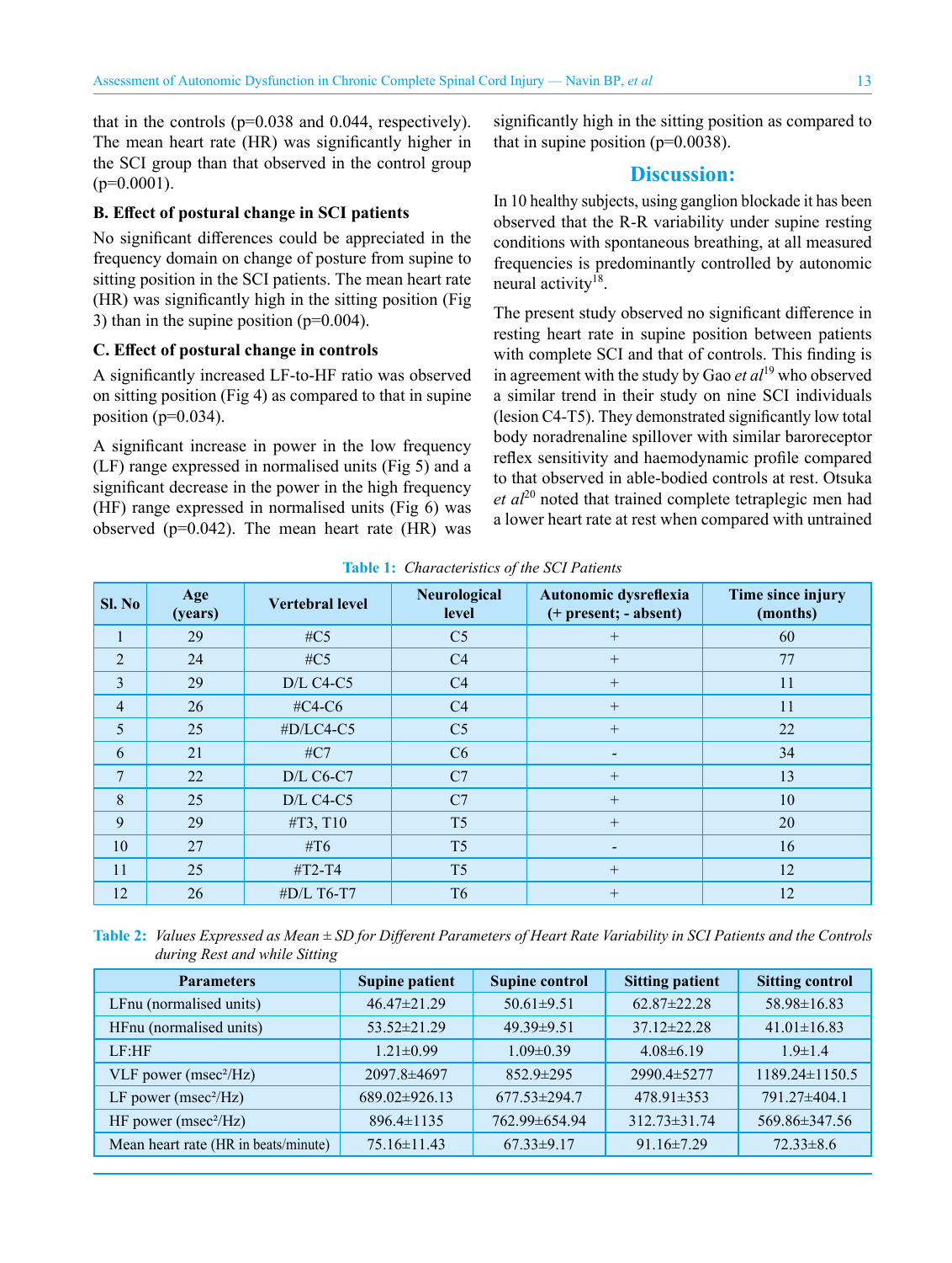that in the controls (p=0.038 and 0.044, respectively). The mean heart rate (HR) was significantly higher in the SCI group than that observed in the control group (p=0.0001).

**B. Effect of postural change in SCI patients**

No significant differences could be appreciated in the frequency domain on change of posture from supine to sitting position in the SCI patients. The mean heart rate (HR) was significantly high in the sitting position (Fig 3) than in the supine position (p=0.004).

**C. Effect of postural change in controls**

A significantly increased LF-to-HF ratio was observed on sitting position (Fig 4) as compared to that in supine position (p=0.034).

A significant increase in power in the low frequency (LF) range expressed in normalised units (Fig 5) and a significant decrease in the power in the high frequency (HF) range expressed in normalised units (Fig 6) was observed (p=0.042). The mean heart rate (HR) was significantly high in the sitting position as compared to that in supine position (p=0.0038).

## Discussion:

In 10 healthy subjects, using ganglion blockade it has been observed that the R-R variability under supine resting conditions with spontaneous breathing, at all measured frequencies is predominantly controlled by autonomic neural activity[18].

The present study observed no significant difference in resting heart rate in supine position between patients with complete SCI and that of controls. This finding is in agreement with the study by Gao *et al*[19] who observed a similar trend in their study on nine SCI individuals (lesion C4-T5). They demonstrated significantly low total body noradrenaline spillover with similar baroreceptor reflex sensitivity and haemodynamic profile compared to that observed in able-bodied controls at rest. Otsuka *et al*[20] noted that trained complete tetraplegic men had a lower heart rate at rest when compared with untrained

**Table 1:** *Characteristics of the SCI Patients*

| Sl. No | Age (years) | Vertebral level | Neurological level | Autonomic dysreflexia (+ present; - absent) | Time since injury (months) |
|---|---|---|---|---|---|
| 1 | 29 | #C5 | C5 | + | 60 |
| 2 | 24 | #C5 | C4 | + | 77 |
| 3 | 29 | D/L C4-C5 | C4 | + | 11 |
| 4 | 26 | #C4-C6 | C4 | + | 11 |
| 5 | 25 | #D/LC4-C5 | C5 | + | 22 |
| 6 | 21 | #C7 | C6 | - | 34 |
| 7 | 22 | D/L C6-C7 | C7 | + | 13 |
| 8 | 25 | D/L C4-C5 | C7 | + | 10 |
| 9 | 29 | #T3, T10 | T5 | + | 20 |
| 10 | 27 | #T6 | T5 | - | 16 |
| 11 | 25 | #T2-T4 | T5 | + | 12 |
| 12 | 26 | #D/L T6-T7 | T6 | + | 12 |

**Table 2:** *Values Expressed as Mean ± SD for Different Parameters of Heart Rate Variability in SCI Patients and the Controls during Rest and while Sitting*

| Parameters | Supine patient | Supine control | Sitting patient | Sitting control |
|---|---|---|---|---|
| LFnu (normalised units) | 46.47±21.29 | 50.61±9.51 | 62.87±22.28 | 58.98±16.83 |
| HFnu (normalised units) | 53.52±21.29 | 49.39±9.51 | 37.12±22.28 | 41.01±16.83 |
| LF:HF | 1.21±0.99 | 1.09±0.39 | 4.08±6.19 | 1.9±1.4 |
| VLF power (msec²/Hz) | 2097.8±4697 | 852.9±295 | 2990.4±5277 | 1189.24±1150.5 |
| LF power (msec²/Hz) | 689.02±926.13 | 677.53±294.7 | 478.91±353 | 791.27±404.1 |
| HF power (msec²/Hz) | 896.4±1135 | 762.99±654.94 | 312.73±31.74 | 569.86±347.56 |
| Mean heart rate (HR in beats/minute) | 75.16±11.43 | 67.33±9.17 | 91.16±7.29 | 72.33±8.6 |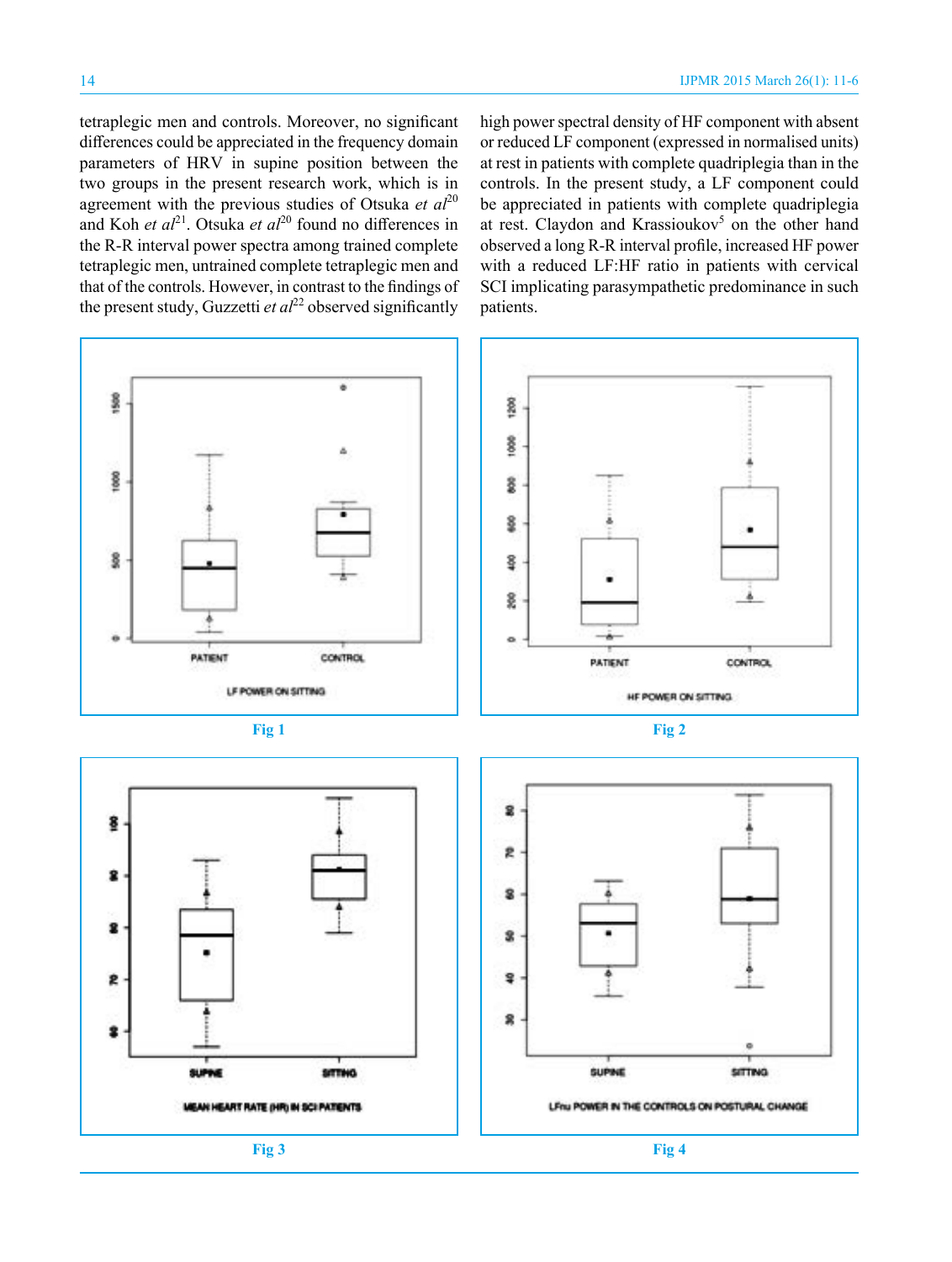tetraplegic men and controls. Moreover, no significant differences could be appreciated in the frequency domain parameters of HRV in supine position between the two groups in the present research work, which is in agreement with the previous studies of Otsuka *et al*[20] and Koh *et al*[21]. Otsuka *et al*[20] found no differences in the R-R interval power spectra among trained complete tetraplegic men, untrained complete tetraplegic men and that of the controls. However, in contrast to the findings of the present study, Guzzetti *et al*[22] observed significantly high power spectral density of HF component with absent or reduced LF component (expressed in normalised units) at rest in patients with complete quadriplegia than in the controls. In the present study, a LF component could be appreciated in patients with complete quadriplegia at rest. Claydon and Krassioukov[5] on the other hand observed a long R-R interval profile, increased HF power with a reduced LF:HF ratio in patients with cervical SCI implicating parasympathetic predominance in such patients.

Fig 1

Fig 2

Fig 3

Fig 4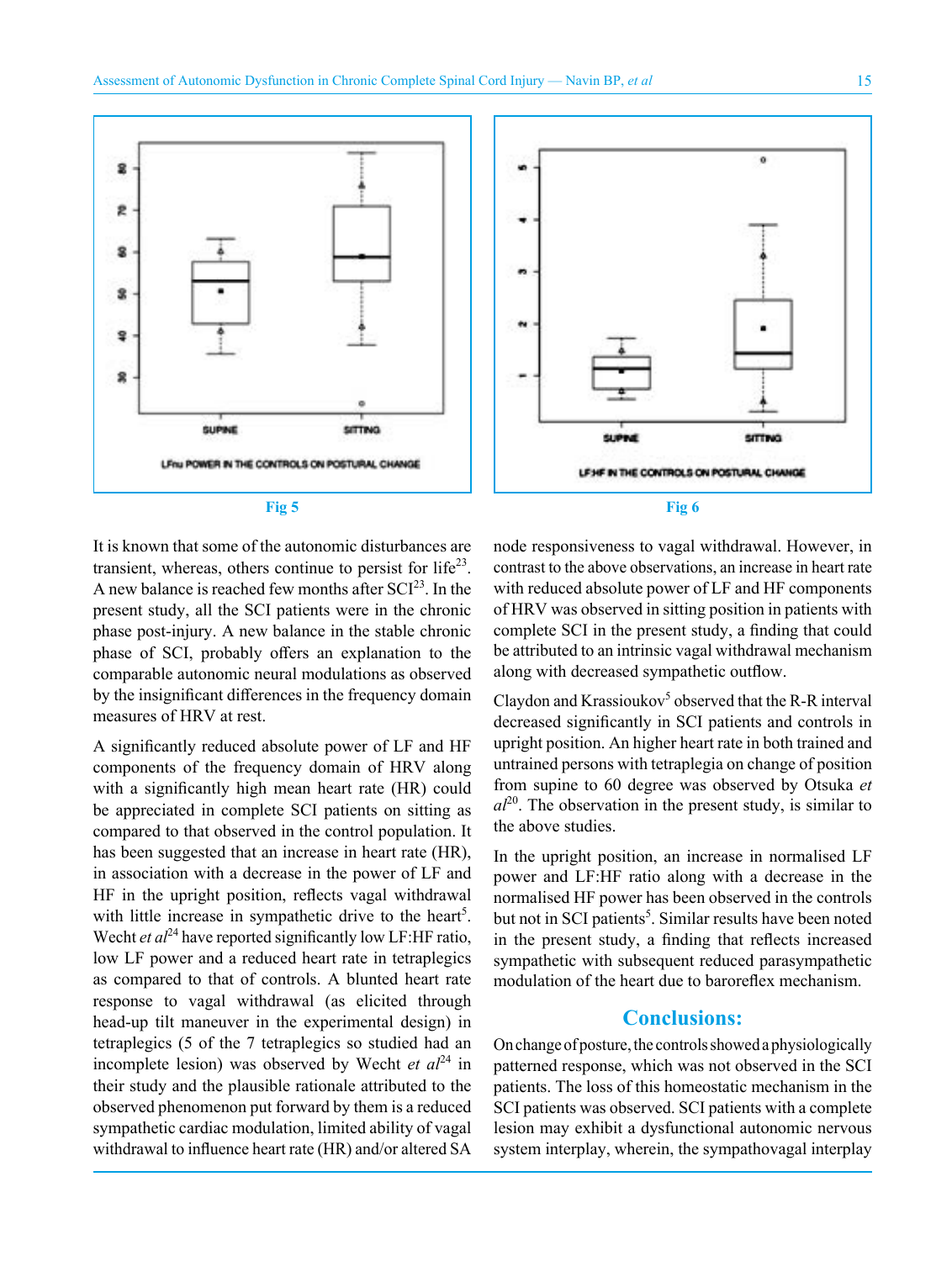Fig 5

Fig 6

It is known that some of the autonomic disturbances are transient, whereas, others continue to persist for life[23]. A new balance is reached few months after SCI[23]. In the present study, all the SCI patients were in the chronic phase post-injury. A new balance in the stable chronic phase of SCI, probably offers an explanation to the comparable autonomic neural modulations as observed by the insignificant differences in the frequency domain measures of HRV at rest.

A significantly reduced absolute power of LF and HF components of the frequency domain of HRV along with a significantly high mean heart rate (HR) could be appreciated in complete SCI patients on sitting as compared to that observed in the control population. It has been suggested that an increase in heart rate (HR), in association with a decrease in the power of LF and HF in the upright position, reflects vagal withdrawal with little increase in sympathetic drive to the heart[5]. Wecht *et al*[24] have reported significantly low LF:HF ratio, low LF power and a reduced heart rate in tetraplegics as compared to that of controls. A blunted heart rate response to vagal withdrawal (as elicited through head-up tilt maneuver in the experimental design) in tetraplegics (5 of the 7 tetraplegics so studied had an incomplete lesion) was observed by Wecht *et al*[24] in their study and the plausible rationale attributed to the observed phenomenon put forward by them is a reduced sympathetic cardiac modulation, limited ability of vagal withdrawal to influence heart rate (HR) and/or altered SA node responsiveness to vagal withdrawal. However, in contrast to the above observations, an increase in heart rate with reduced absolute power of LF and HF components of HRV was observed in sitting position in patients with complete SCI in the present study, a finding that could be attributed to an intrinsic vagal withdrawal mechanism along with decreased sympathetic outflow.

Claydon and Krassioukov[5] observed that the R-R interval decreased significantly in SCI patients and controls in upright position. An higher heart rate in both trained and untrained persons with tetraplegia on change of position from supine to 60 degree was observed by Otsuka *et al*[20]. The observation in the present study, is similar to the above studies.

In the upright position, an increase in normalised LF power and LF:HF ratio along with a decrease in the normalised HF power has been observed in the controls but not in SCI patients[5]. Similar results have been noted in the present study, a finding that reflects increased sympathetic with subsequent reduced parasympathetic modulation of the heart due to baroreflex mechanism.

## Conclusions:

On change of posture, the controls showed a physiologically patterned response, which was not observed in the SCI patients. The loss of this homeostatic mechanism in the SCI patients was observed. SCI patients with a complete lesion may exhibit a dysfunctional autonomic nervous system interplay, wherein, the sympathovagal interplay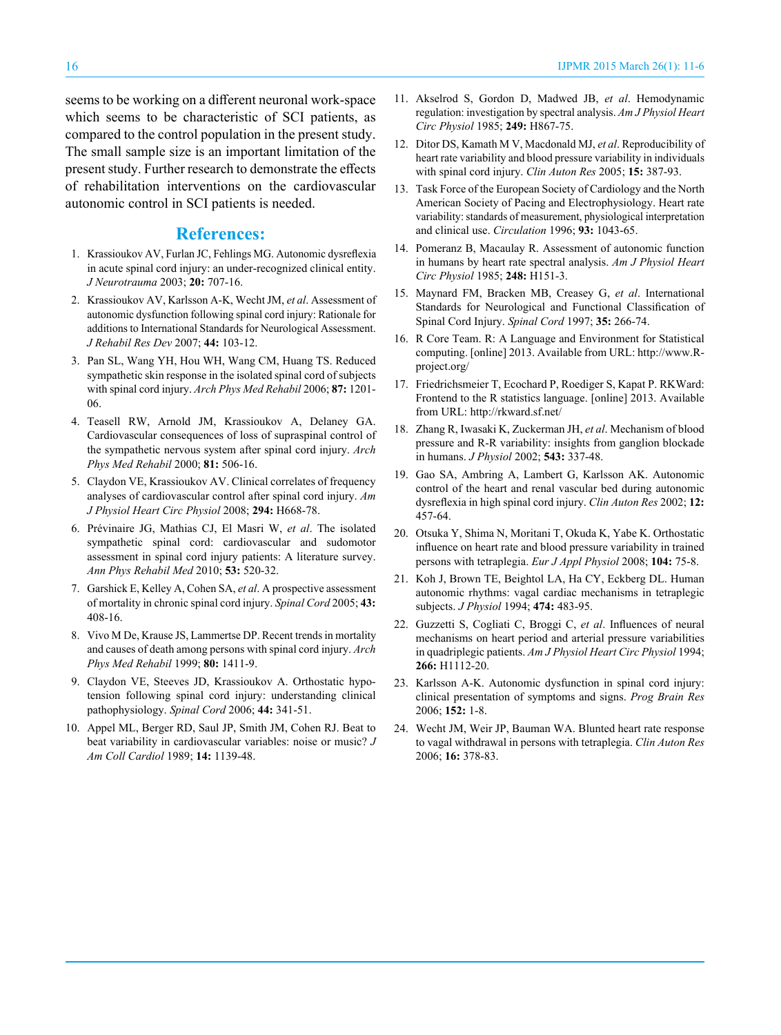seems to be working on a different neuronal work-space which seems to be characteristic of SCI patients, as compared to the control population in the present study. The small sample size is an important limitation of the present study. Further research to demonstrate the effects of rehabilitation interventions on the cardiovascular autonomic control in SCI patients is needed.

## References:

1. Krassioukov AV, Furlan JC, Fehlings MG. Autonomic dysreflexia in acute spinal cord injury: an under-recognized clinical entity. *J Neurotrauma* 2003; **20:** 707-16.
2. Krassioukov AV, Karlsson A-K, Wecht JM, *et al*. Assessment of autonomic dysfunction following spinal cord injury: Rationale for additions to International Standards for Neurological Assessment. *J Rehabil Res Dev* 2007; **44:** 103-12.
3. Pan SL, Wang YH, Hou WH, Wang CM, Huang TS. Reduced sympathetic skin response in the isolated spinal cord of subjects with spinal cord injury. *Arch Phys Med Rehabil* 2006; **87:** 1201-06.
4. Teasell RW, Arnold JM, Krassioukov A, Delaney GA. Cardiovascular consequences of loss of supraspinal control of the sympathetic nervous system after spinal cord injury. *Arch Phys Med Rehabil* 2000; **81:** 506-16.
5. Claydon VE, Krassioukov AV. Clinical correlates of frequency analyses of cardiovascular control after spinal cord injury. *Am J Physiol Heart Circ Physiol* 2008; **294:** H668-78.
6. Prévinaire JG, Mathias CJ, El Masri W, *et al*. The isolated sympathetic spinal cord: cardiovascular and sudomotor assessment in spinal cord injury patients: A literature survey. *Ann Phys Rehabil Med* 2010; **53:** 520-32.
7. Garshick E, Kelley A, Cohen SA, *et al*. A prospective assessment of mortality in chronic spinal cord injury. *Spinal Cord* 2005; **43:** 408-16.
8. Vivo M De, Krause JS, Lammertse DP. Recent trends in mortality and causes of death among persons with spinal cord injury. *Arch Phys Med Rehabil* 1999; **80:** 1411-9.
9. Claydon VE, Steeves JD, Krassioukov A. Orthostatic hypotension following spinal cord injury: understanding clinical pathophysiology. *Spinal Cord* 2006; **44:** 341-51.
10. Appel ML, Berger RD, Saul JP, Smith JM, Cohen RJ. Beat to beat variability in cardiovascular variables: noise or music? *J Am Coll Cardiol* 1989; **14:** 1139-48.
11. Akselrod S, Gordon D, Madwed JB, *et al*. Hemodynamic regulation: investigation by spectral analysis. *Am J Physiol Heart Circ Physiol* 1985; **249:** H867-75.
12. Ditor DS, Kamath M V, Macdonald MJ, *et al*. Reproducibility of heart rate variability and blood pressure variability in individuals with spinal cord injury. *Clin Auton Res* 2005; **15:** 387-93.
13. Task Force of the European Society of Cardiology and the North American Society of Pacing and Electrophysiology. Heart rate variability: standards of measurement, physiological interpretation and clinical use. *Circulation* 1996; **93:** 1043-65.
14. Pomeranz B, Macaulay R. Assessment of autonomic function in humans by heart rate spectral analysis. *Am J Physiol Heart Circ Physiol* 1985; **248:** H151-3.
15. Maynard FM, Bracken MB, Creasey G, *et al*. International Standards for Neurological and Functional Classification of Spinal Cord Injury. *Spinal Cord* 1997; **35:** 266-74.
16. R Core Team. R: A Language and Environment for Statistical computing. [online] 2013. Available from URL: http://www.R-project.org/
17. Friedrichsmeier T, Ecochard P, Roediger S, Kapat P. RKWard: Frontend to the R statistics language. [online] 2013. Available from URL: http://rkward.sf.net/
18. Zhang R, Iwasaki K, Zuckerman JH, *et al*. Mechanism of blood pressure and R-R variability: insights from ganglion blockade in humans. *J Physiol* 2002; **543:** 337-48.
19. Gao SA, Ambring A, Lambert G, Karlsson AK. Autonomic control of the heart and renal vascular bed during autonomic dysreflexia in high spinal cord injury. *Clin Auton Res* 2002; **12:** 457-64.
20. Otsuka Y, Shima N, Moritani T, Okuda K, Yabe K. Orthostatic influence on heart rate and blood pressure variability in trained persons with tetraplegia. *Eur J Appl Physiol* 2008; **104:** 75-8.
21. Koh J, Brown TE, Beightol LA, Ha CY, Eckberg DL. Human autonomic rhythms: vagal cardiac mechanisms in tetraplegic subjects. *J Physiol* 1994; **474:** 483-95.
22. Guzzetti S, Cogliati C, Broggi C, *et al*. Influences of neural mechanisms on heart period and arterial pressure variabilities in quadriplegic patients. *Am J Physiol Heart Circ Physiol* 1994; **266:** H1112-20.
23. Karlsson A-K. Autonomic dysfunction in spinal cord injury: clinical presentation of symptoms and signs. *Prog Brain Res* 2006; **152:** 1-8.
24. Wecht JM, Weir JP, Bauman WA. Blunted heart rate response to vagal withdrawal in persons with tetraplegia. *Clin Auton Res* 2006; **16:** 378-83.